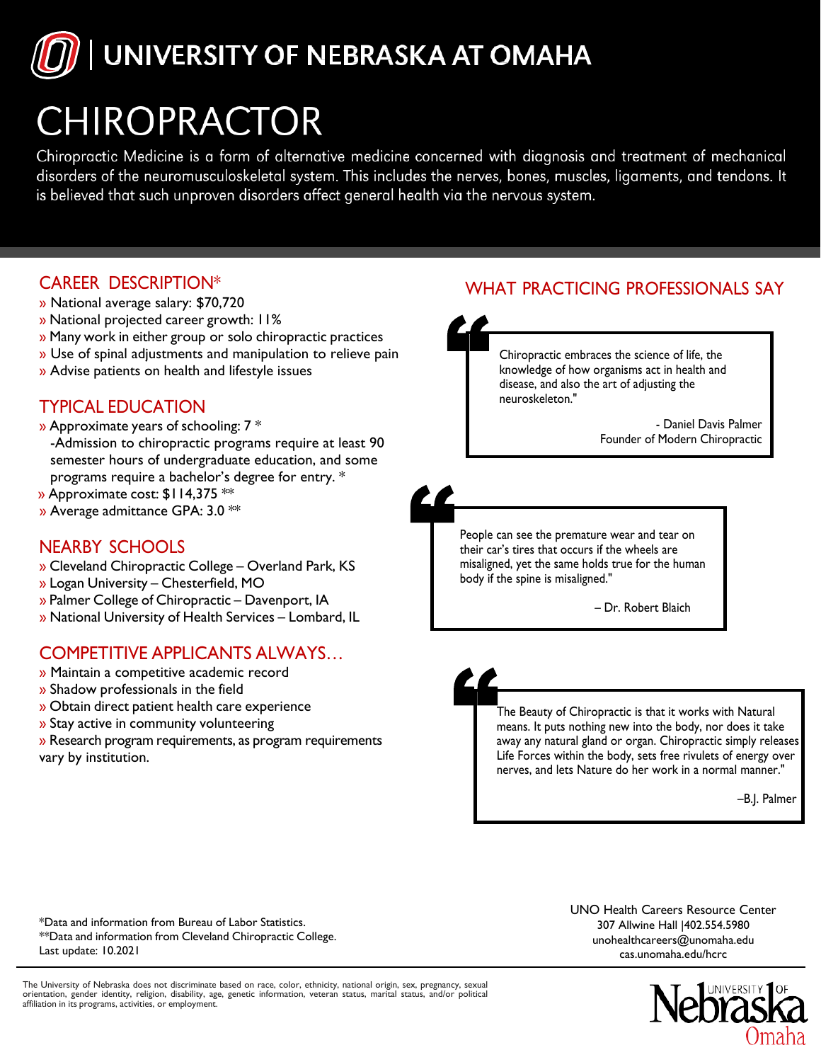# UNIVERSITY OF NEBRASKA AT OMAHA

# CHIROPRACTOR

Chiropractic Medicine is a form of alternative medicine concerned with diagnosis and treatment of mechanical disorders of the neuromusculoskeletal system. This includes the nerves, bones, muscles, ligaments, and tendons. It is believed that such unproven disorders affect general health via the nervous system.

## CAREER DESCRIPTION*

» National average salary: $70,720
» National projected career growth: 11%
» Many work in either group or solo chiropractic practices
» Use of spinal adjustments and manipulation to relieve pain
» Advise patients on health and lifestyle issues

## TYPICAL EDUCATION

» Approximate years of schooling: 7 *
  -Admission to chiropractic programs require at least 90 semester hours of undergraduate education, and some programs require a bachelor's degree for entry. *
» Approximate cost: $114,375 **
» Average admittance GPA: 3.0 **

## NEARBY SCHOOLS

» Cleveland Chiropractic College – Overland Park, KS
» Logan University – Chesterfield, MO
» Palmer College of Chiropractic – Davenport, IA
» National University of Health Services – Lombard, IL

## COMPETITIVE APPLICANTS ALWAYS…

» Maintain a competitive academic record
» Shadow professionals in the field
» Obtain direct patient health care experience
» Stay active in community volunteering
» Research program requirements, as program requirements vary by institution.

## WHAT PRACTICING PROFESSIONALS SAY

> "Chiropractic embraces the science of life, the knowledge of how organisms act in health and disease, and also the art of adjusting the neuroskeleton."
>
> - Daniel Davis Palmer
> Founder of Modern Chiropractic

> "People can see the premature wear and tear on their car's tires that occurs if the wheels are misaligned, yet the same holds true for the human body if the spine is misaligned."
>
> – Dr. Robert Blaich

> "The Beauty of Chiropractic is that it works with Natural means. It puts nothing new into the body, nor does it take away any natural gland or organ. Chiropractic simply releases Life Forces within the body, sets free rivulets of energy over nerves, and lets Nature do her work in a normal manner."
>
> –B.J. Palmer

*Data and information from Bureau of Labor Statistics.
**Data and information from Cleveland Chiropractic College.
Last update: 10.2021

UNO Health Careers Resource Center
307 Allwine Hall |402.554.5980
unohealthcareers@unomaha.edu
cas.unomaha.edu/hcrc

The University of Nebraska does not discriminate based on race, color, ethnicity, national origin, sex, pregnancy, sexual orientation, gender identity, religion, disability, age, genetic information, veteran status, marital status, and/or political affiliation in its programs, activities, or employment.

University of Nebraska Omaha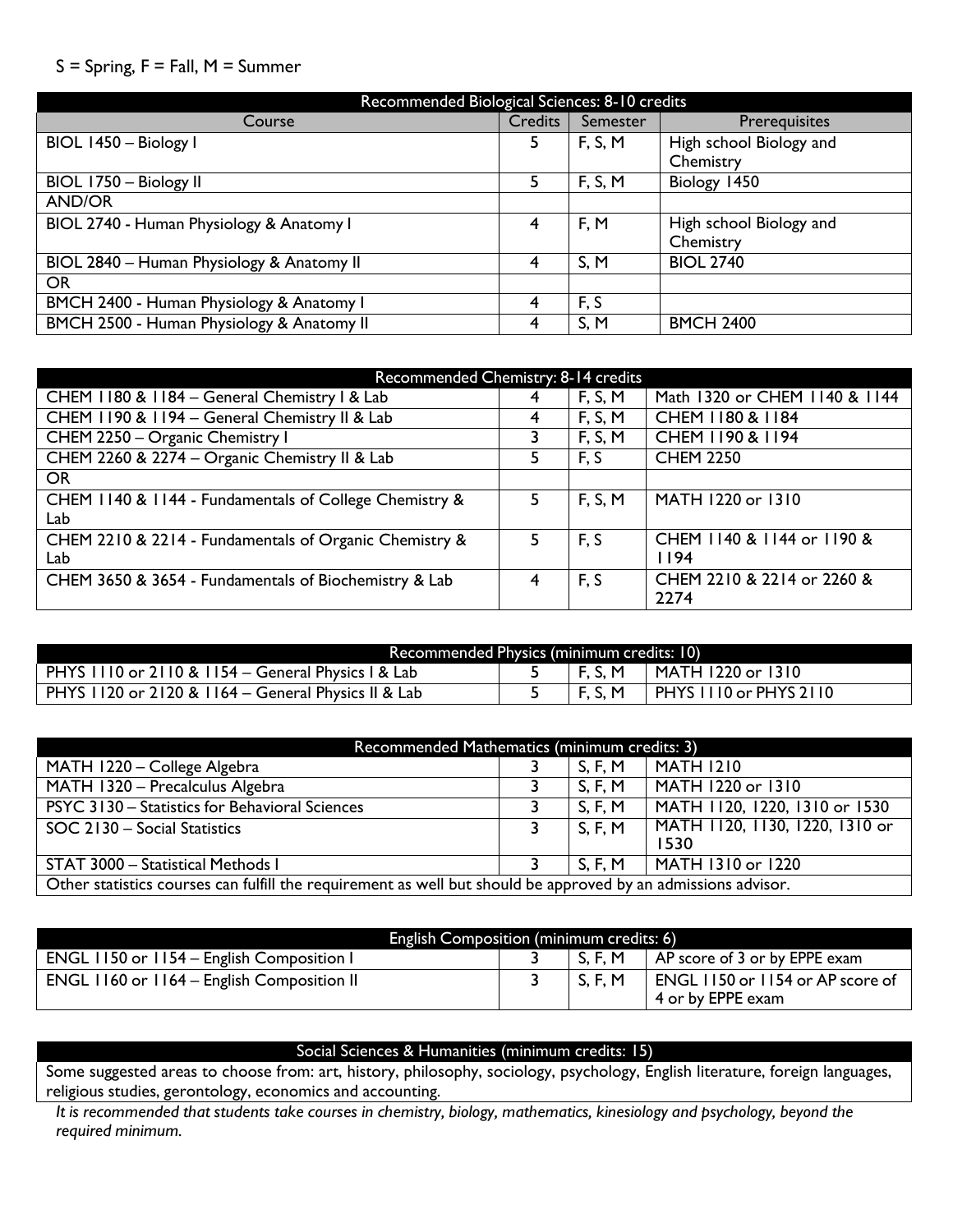S = Spring, F = Fall, M = Summer

| Recommended Biological Sciences: 8-10 credits | | | |
|---|---|---|---|
| Course | Credits | Semester | Prerequisites |
| BIOL 1450 – Biology I | 5 | F, S, M | High school Biology and Chemistry |
| BIOL 1750 – Biology II | 5 | F, S, M | Biology 1450 |
| AND/OR | | | |
| BIOL 2740 - Human Physiology & Anatomy I | 4 | F, M | High school Biology and Chemistry |
| BIOL 2840 – Human Physiology & Anatomy II | 4 | S, M | BIOL 2740 |
| OR | | | |
| BMCH 2400 - Human Physiology & Anatomy I | 4 | F, S | |
| BMCH 2500 - Human Physiology & Anatomy II | 4 | S, M | BMCH 2400 |

| Recommended Chemistry: 8-14 credits | | | |
|---|---|---|---|
| CHEM 1180 & 1184 – General Chemistry I & Lab | 4 | F, S, M | Math 1320 or CHEM 1140 & 1144 |
| CHEM 1190 & 1194 – General Chemistry II & Lab | 4 | F, S, M | CHEM 1180 & 1184 |
| CHEM 2250 – Organic Chemistry I | 3 | F, S, M | CHEM 1190 & 1194 |
| CHEM 2260 & 2274 – Organic Chemistry II & Lab | 5 | F, S | CHEM 2250 |
| OR | | | |
| CHEM 1140 & 1144 - Fundamentals of College Chemistry & Lab | 5 | F, S, M | MATH 1220 or 1310 |
| CHEM 2210 & 2214 - Fundamentals of Organic Chemistry & Lab | 5 | F, S | CHEM 1140 & 1144 or 1190 & 1194 |
| CHEM 3650 & 3654 - Fundamentals of Biochemistry & Lab | 4 | F, S | CHEM 2210 & 2214 or 2260 & 2274 |

| Recommended Physics (minimum credits: 10) | | | |
|---|---|---|---|
| PHYS 1110 or 2110 & 1154 – General Physics I & Lab | 5 | F, S, M | MATH 1220 or 1310 |
| PHYS 1120 or 2120 & 1164 – General Physics II & Lab | 5 | F, S, M | PHYS 1110 or PHYS 2110 |

| Recommended Mathematics (minimum credits: 3) | | | |
|---|---|---|---|
| MATH 1220 – College Algebra | 3 | S, F, M | MATH 1210 |
| MATH 1320 – Precalculus Algebra | 3 | S, F, M | MATH 1220 or 1310 |
| PSYC 3130 – Statistics for Behavioral Sciences | 3 | S, F, M | MATH 1120, 1220, 1310 or 1530 |
| SOC 2130 – Social Statistics | 3 | S, F, M | MATH 1120, 1130, 1220, 1310 or 1530 |
| STAT 3000 – Statistical Methods I | 3 | S, F, M | MATH 1310 or 1220 |
| Other statistics courses can fulfill the requirement as well but should be approved by an admissions advisor. | | | |

| English Composition (minimum credits: 6) | | | |
|---|---|---|---|
| ENGL 1150 or 1154 – English Composition I | 3 | S, F, M | AP score of 3 or by EPPE exam |
| ENGL 1160 or 1164 – English Composition II | 3 | S, F, M | ENGL 1150 or 1154 or AP score of 4 or by EPPE exam |

| Social Sciences & Humanities (minimum credits: 15) |
|---|
| Some suggested areas to choose from: art, history, philosophy, sociology, psychology, English literature, foreign languages, religious studies, gerontology, economics and accounting. |

*It is recommended that students take courses in chemistry, biology, mathematics, kinesiology and psychology, beyond the required minimum.*